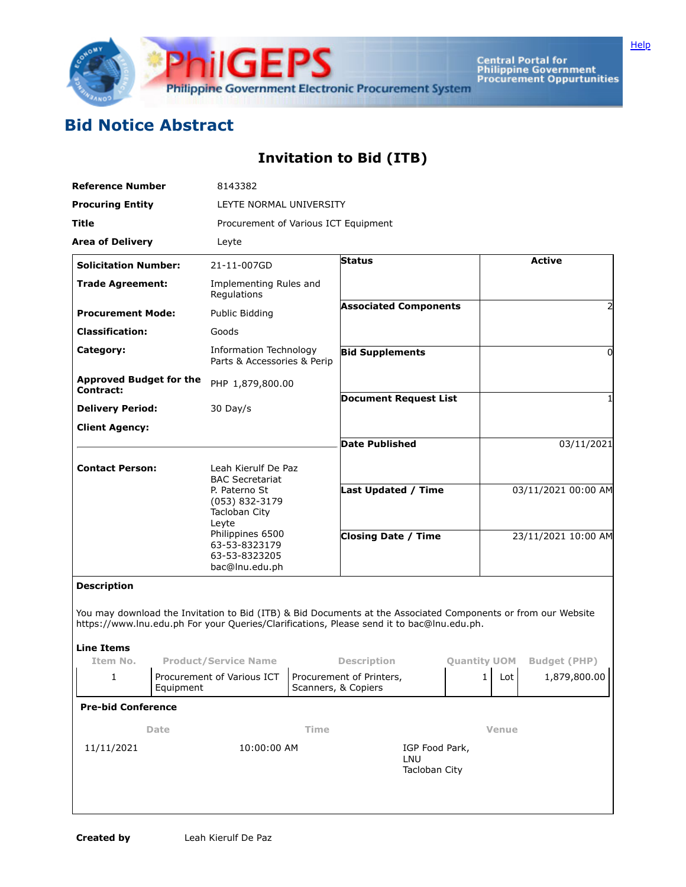# Bid Notice Abstract

## Invitation to Bid (ITB)

| | |
|---|---|
| **Reference Number** | 8143382 |
| **Procuring Entity** | LEYTE NORMAL UNIVERSITY |
| **Title** | Procurement of Various ICT Equipment |
| **Area of Delivery** | Leyte |

| | | | |
|---|---|---|---|
| **Solicitation Number:** | 21-11-007GD | **Status** | **Active** |
| **Trade Agreement:** | Implementing Rules and Regulations | | |
| **Procurement Mode:** | Public Bidding | **Associated Components** | 2 |
| **Classification:** | Goods | | |
| **Category:** | Information Technology Parts & Accessories & Perip | **Bid Supplements** | 0 |
| **Approved Budget for the Contract:** | PHP 1,879,800.00 | **Document Request List** | 1 |
| **Delivery Period:** | 30 Day/s | | |
| **Client Agency:** | | **Date Published** | 03/11/2021 |
| **Contact Person:** | Leah Kierulf De Paz<br>BAC Secretariat<br>P. Paterno St<br>(053) 832-3179<br>Tacloban City<br>Leyte<br>Philippines 6500<br>63-53-8323179<br>63-53-8323205<br>bac@lnu.edu.ph | **Last Updated / Time** | 03/11/2021 00:00 AM |
| | | **Closing Date / Time** | 23/11/2021 10:00 AM |

**Description**

You may download the Invitation to Bid (ITB) & Bid Documents at the Associated Components or from our Website https://www.lnu.edu.ph For your Queries/Clarifications, Please send it to bac@lnu.edu.ph.

**Line Items**

| Item No. | Product/Service Name | Description | Quantity | UOM | Budget (PHP) |
|---|---|---|---|---|---|
| 1 | Procurement of Various ICT Equipment | Procurement of Printers, Scanners, & Copiers | 1 | Lot | 1,879,800.00 |

**Pre-bid Conference**

| Date | Time | Venue |
|---|---|---|
| 11/11/2021 | 10:00:00 AM | IGP Food Park, LNU Tacloban City |

**Created by** Leah Kierulf De Paz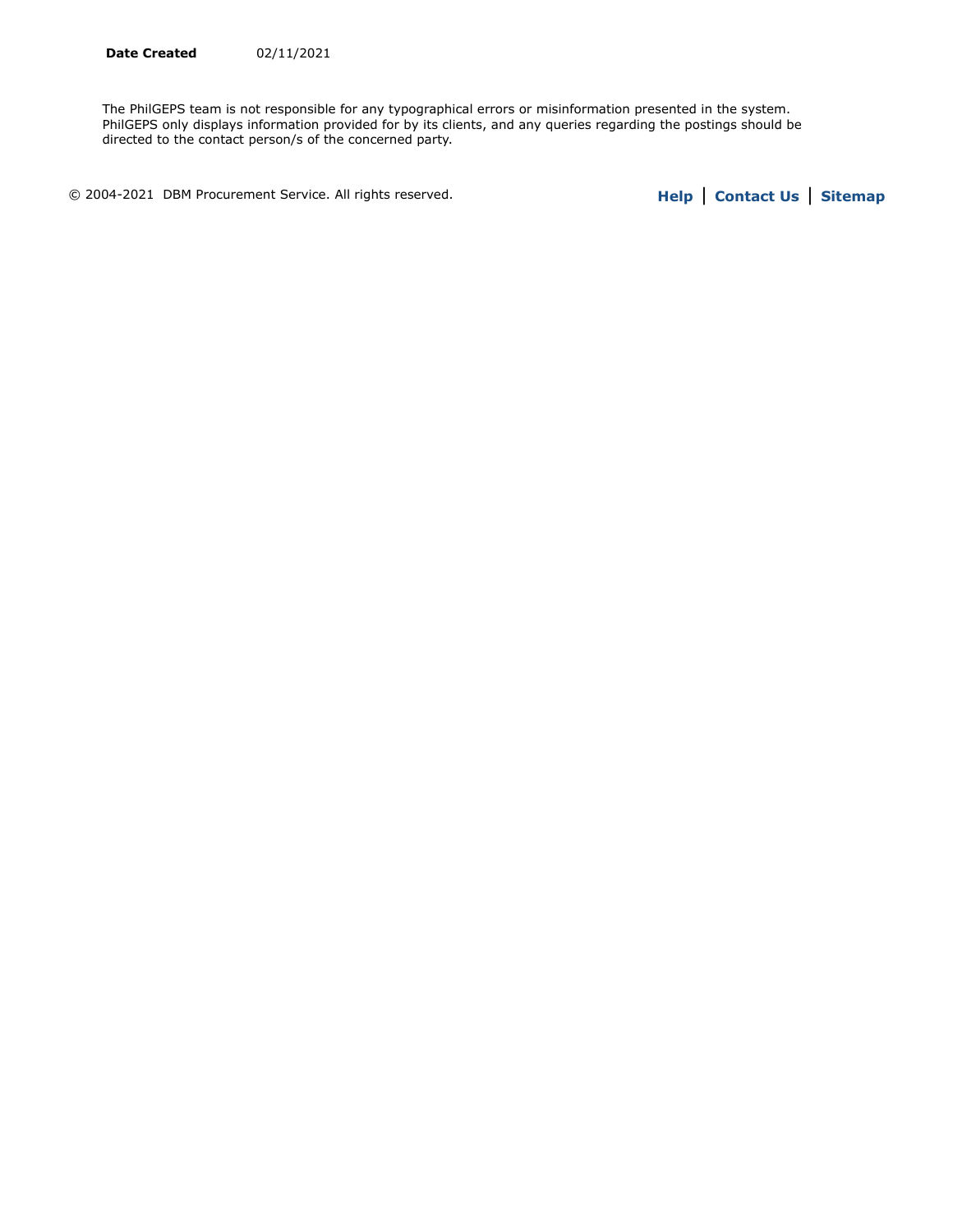**Date Created** 02/11/2021

The PhilGEPS team is not responsible for any typographical errors or misinformation presented in the system. PhilGEPS only displays information provided for by its clients, and any queries regarding the postings should be directed to the contact person/s of the concerned party.

© 2004-2021 DBM Procurement Service. All rights reserved.

**Help** | **Contact Us** | **Sitemap**